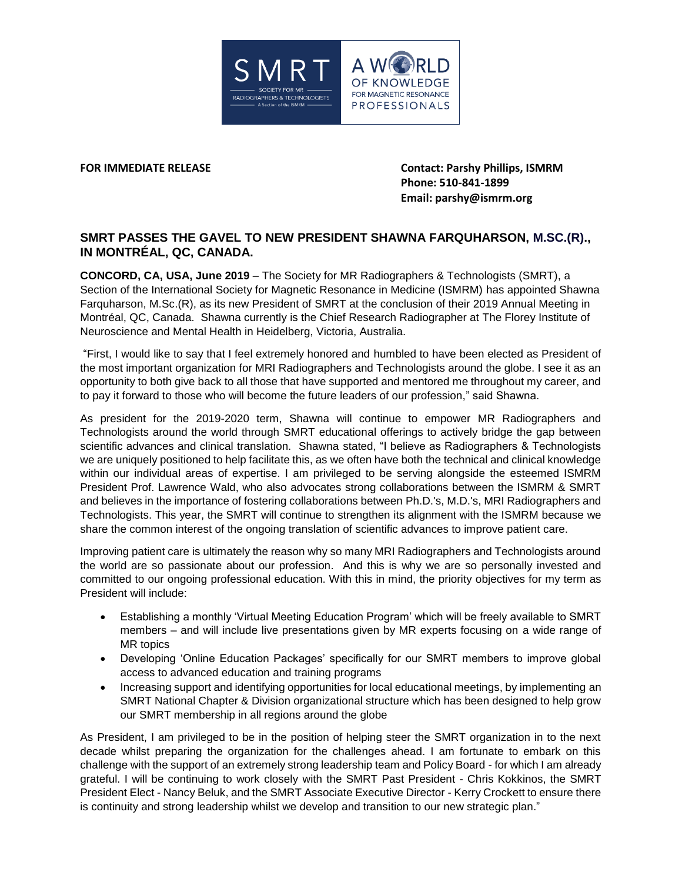**FOR IMMEDIATE RELEASE**

**Contact: Parshy Phillips, ISMRM**
**Phone: 510-841-1899**
**Email: parshy@ismrm.org**

## SMRT PASSES THE GAVEL TO NEW PRESIDENT SHAWNA FARQUHARSON, M.SC.(R)., IN MONTRÉAL, QC, CANADA.

**CONCORD, CA, USA, June 2019** – The Society for MR Radiographers & Technologists (SMRT), a Section of the International Society for Magnetic Resonance in Medicine (ISMRM) has appointed Shawna Farquharson, M.Sc.(R), as its new President of SMRT at the conclusion of their 2019 Annual Meeting in Montréal, QC, Canada. Shawna currently is the Chief Research Radiographer at The Florey Institute of Neuroscience and Mental Health in Heidelberg, Victoria, Australia.

"First, I would like to say that I feel extremely honored and humbled to have been elected as President of the most important organization for MRI Radiographers and Technologists around the globe. I see it as an opportunity to both give back to all those that have supported and mentored me throughout my career, and to pay it forward to those who will become the future leaders of our profession," said Shawna.

As president for the 2019-2020 term, Shawna will continue to empower MR Radiographers and Technologists around the world through SMRT educational offerings to actively bridge the gap between scientific advances and clinical translation. Shawna stated, "I believe as Radiographers & Technologists we are uniquely positioned to help facilitate this, as we often have both the technical and clinical knowledge within our individual areas of expertise. I am privileged to be serving alongside the esteemed ISMRM President Prof. Lawrence Wald, who also advocates strong collaborations between the ISMRM & SMRT and believes in the importance of fostering collaborations between Ph.D.'s, M.D.'s, MRI Radiographers and Technologists. This year, the SMRT will continue to strengthen its alignment with the ISMRM because we share the common interest of the ongoing translation of scientific advances to improve patient care.

Improving patient care is ultimately the reason why so many MRI Radiographers and Technologists around the world are so passionate about our profession. And this is why we are so personally invested and committed to our ongoing professional education. With this in mind, the priority objectives for my term as President will include:

- Establishing a monthly 'Virtual Meeting Education Program' which will be freely available to SMRT members – and will include live presentations given by MR experts focusing on a wide range of MR topics
- Developing 'Online Education Packages' specifically for our SMRT members to improve global access to advanced education and training programs
- Increasing support and identifying opportunities for local educational meetings, by implementing an SMRT National Chapter & Division organizational structure which has been designed to help grow our SMRT membership in all regions around the globe

As President, I am privileged to be in the position of helping steer the SMRT organization in to the next decade whilst preparing the organization for the challenges ahead. I am fortunate to embark on this challenge with the support of an extremely strong leadership team and Policy Board - for which I am already grateful. I will be continuing to work closely with the SMRT Past President - Chris Kokkinos, the SMRT President Elect - Nancy Beluk, and the SMRT Associate Executive Director - Kerry Crockett to ensure there is continuity and strong leadership whilst we develop and transition to our new strategic plan."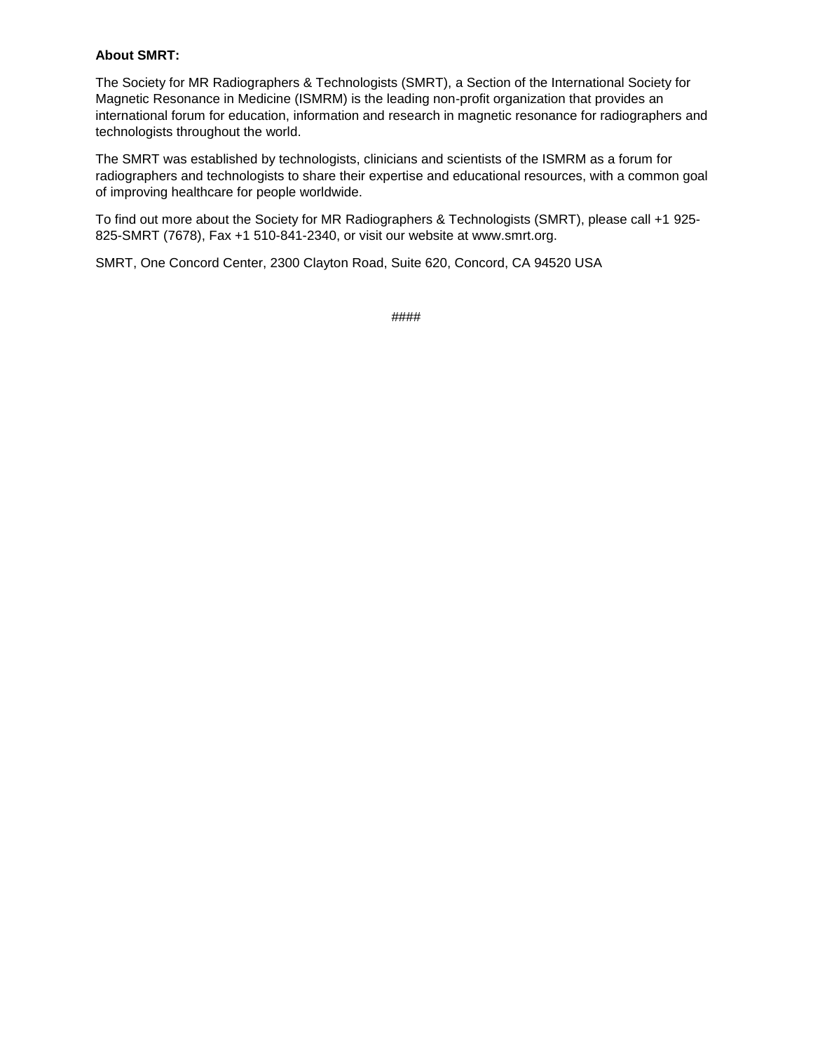**About SMRT:**

The Society for MR Radiographers & Technologists (SMRT), a Section of the International Society for Magnetic Resonance in Medicine (ISMRM) is the leading non-profit organization that provides an international forum for education, information and research in magnetic resonance for radiographers and technologists throughout the world.

The SMRT was established by technologists, clinicians and scientists of the ISMRM as a forum for radiographers and technologists to share their expertise and educational resources, with a common goal of improving healthcare for people worldwide.

To find out more about the Society for MR Radiographers & Technologists (SMRT), please call +1 925-825-SMRT (7678), Fax +1 510-841-2340, or visit our website at www.smrt.org.

SMRT, One Concord Center, 2300 Clayton Road, Suite 620, Concord, CA 94520 USA

####